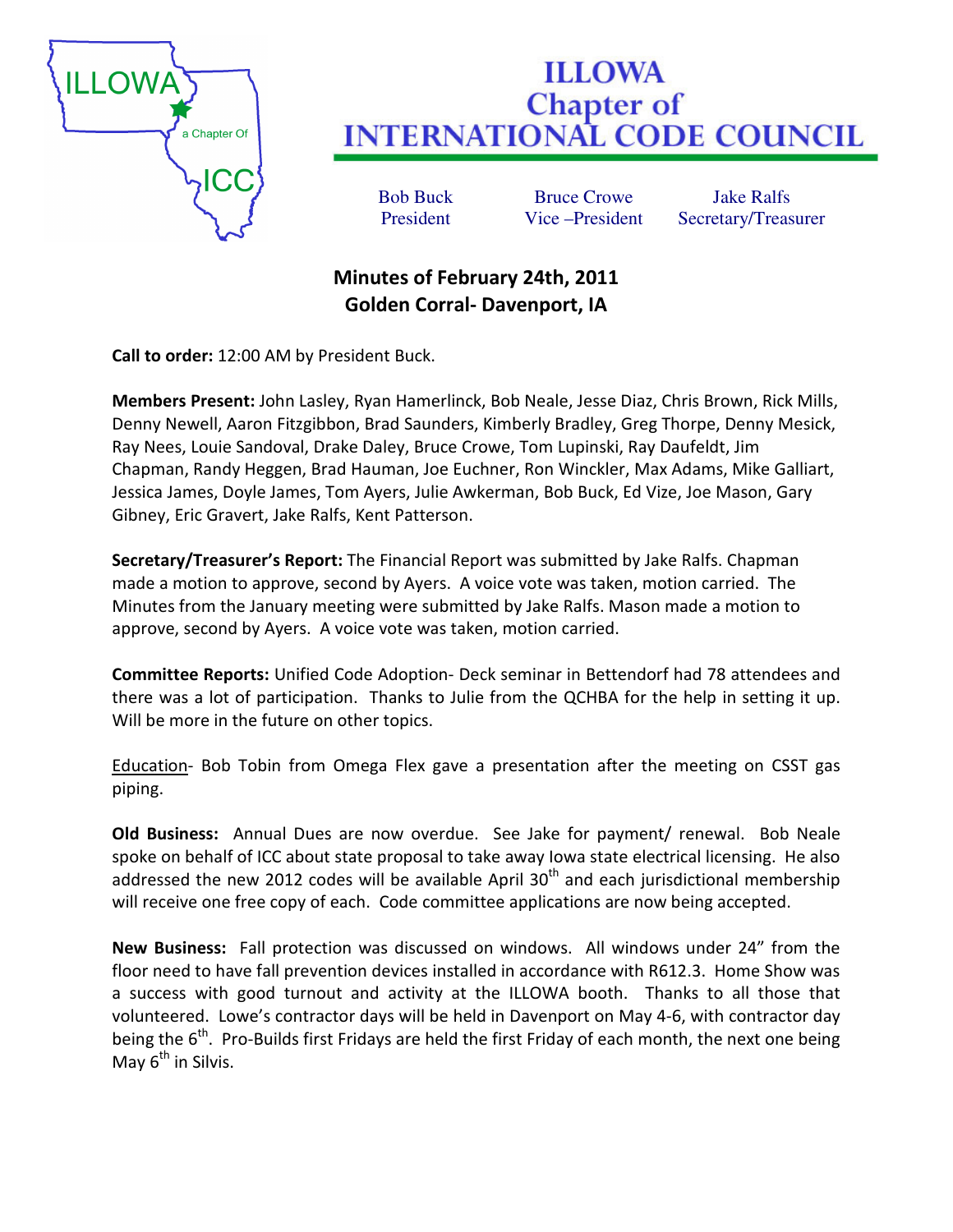# ILLOWA Chapter of INTERNATIONAL CODE COUNCIL

Bob Buck, President | Bruce Crowe, Vice –President | Jake Ralfs, Secretary/Treasurer

## Minutes of February 24th, 2011
## Golden Corral- Davenport, IA

**Call to order:** 12:00 AM by President Buck.

**Members Present:** John Lasley, Ryan Hamerlinck, Bob Neale, Jesse Diaz, Chris Brown, Rick Mills, Denny Newell, Aaron Fitzgibbon, Brad Saunders, Kimberly Bradley, Greg Thorpe, Denny Mesick, Ray Nees, Louie Sandoval, Drake Daley, Bruce Crowe, Tom Lupinski, Ray Daufeldt, Jim Chapman, Randy Heggen, Brad Hauman, Joe Euchner, Ron Winckler, Max Adams, Mike Galliart, Jessica James, Doyle James, Tom Ayers, Julie Awkerman, Bob Buck, Ed Vize, Joe Mason, Gary Gibney, Eric Gravert, Jake Ralfs, Kent Patterson.

**Secretary/Treasurer's Report:** The Financial Report was submitted by Jake Ralfs. Chapman made a motion to approve, second by Ayers. A voice vote was taken, motion carried. The Minutes from the January meeting were submitted by Jake Ralfs. Mason made a motion to approve, second by Ayers. A voice vote was taken, motion carried.

**Committee Reports:** Unified Code Adoption- Deck seminar in Bettendorf had 78 attendees and there was a lot of participation. Thanks to Julie from the QCHBA for the help in setting it up. Will be more in the future on other topics.

<u>Education</u>- Bob Tobin from Omega Flex gave a presentation after the meeting on CSST gas piping.

**Old Business:** Annual Dues are now overdue. See Jake for payment/ renewal. Bob Neale spoke on behalf of ICC about state proposal to take away Iowa state electrical licensing. He also addressed the new 2012 codes will be available April 30th and each jurisdictional membership will receive one free copy of each. Code committee applications are now being accepted.

**New Business:** Fall protection was discussed on windows. All windows under 24" from the floor need to have fall prevention devices installed in accordance with R612.3. Home Show was a success with good turnout and activity at the ILLOWA booth. Thanks to all those that volunteered. Lowe's contractor days will be held in Davenport on May 4-6, with contractor day being the 6th. Pro-Builds first Fridays are held the first Friday of each month, the next one being May 6th in Silvis.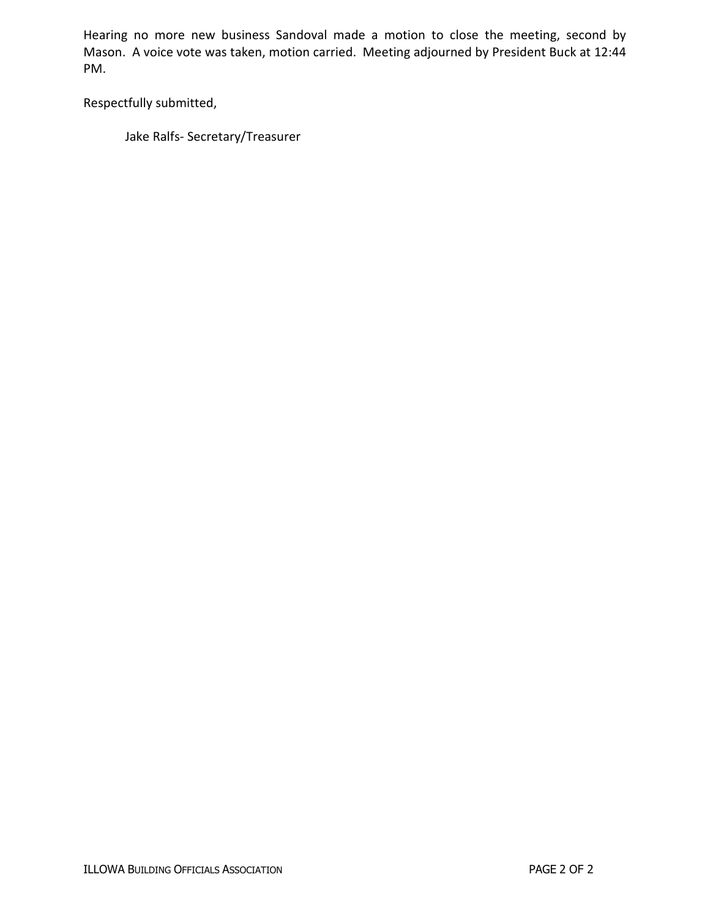Hearing no more new business Sandoval made a motion to close the meeting, second by Mason. A voice vote was taken, motion carried. Meeting adjourned by President Buck at 12:44 PM.

Respectfully submitted,

Jake Ralfs- Secretary/Treasurer